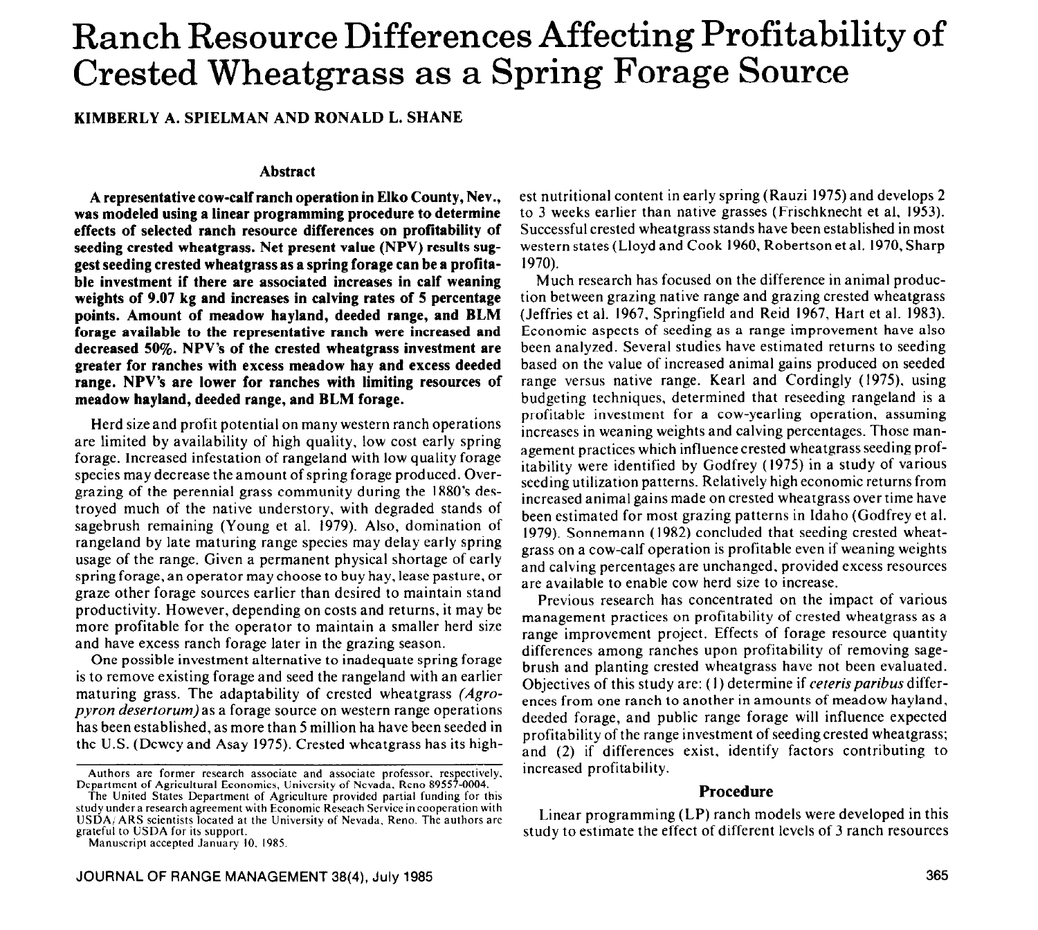# Ranch Resource Differences Affecting Profitability of Crested Wheatgrass as a Spring Forage Source

**KIMBERLY A. SPIELMAN AND RONALD L. SHANE**

## Abstract

**A representative cow-calf ranch operation in Elko County, Nev., was modeled using a linear programming procedure to determine effects of selected ranch resource differences on profitability of seeding crested wheatgrass. Net present value (NPV) results suggest seeding crested wheatgrass as a spring forage can be a profitable investment if there are associated increases in calf weaning weights of 9.07 kg and increases in calving rates of 5 percentage points. Amount of meadow hayland, deeded range, and BLM forage available to the representative ranch were increased and decreased 50%. NPV's of the crested wheatgrass investment are greater for ranches with excess meadow hay and excess deeded range. NPV's are lower for ranches with limiting resources of meadow hayland, deeded range, and BLM forage.**

Herd size and profit potential on many western ranch operations are limited by availability of high quality, low cost early spring forage. Increased infestation of rangeland with low quality forage species may decrease the amount of spring forage produced. Overgrazing of the perennial grass community during the 1880's destroyed much of the native understory, with degraded stands of sagebrush remaining (Young et al. 1979). Also, domination of rangeland by late maturing range species may delay early spring usage of the range. Given a permanent physical shortage of early spring forage, an operator may choose to buy hay, lease pasture, or graze other forage sources earlier than desired to maintain stand productivity. However, depending on costs and returns, it may be more profitable for the operator to maintain a smaller herd size and have excess ranch forage later in the grazing season.

One possible investment alternative to inadequate spring forage is to remove existing forage and seed the rangeland with an earlier maturing grass. The adaptability of crested wheatgrass *(Agropyron desertorum)* as a forage source on western range operations has been established, as more than 5 million ha have been seeded in the U.S. (Dewey and Asay 1975). Crested wheatgrass has its highest nutritional content in early spring (Rauzi 1975) and develops 2 to 3 weeks earlier than native grasses (Frischknecht et al. 1953). Successful crested wheatgrass stands have been established in most western states (Lloyd and Cook 1960, Robertson et al. 1970, Sharp 1970).

Much research has focused on the difference in animal production between grazing native range and grazing crested wheatgrass (Jeffries et al. 1967, Springfield and Reid 1967, Hart et al. 1983). Economic aspects of seeding as a range improvement have also been analyzed. Several studies have estimated returns to seeding based on the value of increased animal gains produced on seeded range versus native range. Kearl and Cordingly (1975), using budgeting techniques, determined that reseeding rangeland is a profitable investment for a cow-yearling operation, assuming increases in weaning weights and calving percentages. Those management practices which influence crested wheatgrass seeding profitability were identified by Godfrey (1975) in a study of various seeding utilization patterns. Relatively high economic returns from increased animal gains made on crested wheatgrass over time have been estimated for most grazing patterns in Idaho (Godfrey et al. 1979). Sonnemann (1982) concluded that seeding crested wheatgrass on a cow-calf operation is profitable even if weaning weights and calving percentages are unchanged, provided excess resources are available to enable cow herd size to increase.

Previous research has concentrated on the impact of various management practices on profitability of crested wheatgrass as a range improvement project. Effects of forage resource quantity differences among ranches upon profitability of removing sagebrush and planting crested wheatgrass have not been evaluated. Objectives of this study are: (1) determine if *ceteris paribus* differences from one ranch to another in amounts of meadow hayland, deeded forage, and public range forage will influence expected profitability of the range investment of seeding crested wheatgrass; and (2) if differences exist, identify factors contributing to increased profitability.

## Procedure

Linear programming (LP) ranch models were developed in this study to estimate the effect of different levels of 3 ranch resources

---

Authors are former research associate and associate professor, respectively, Department of Agricultural Economics, University of Nevada, Reno 89557-0004.

The United States Department of Agriculture provided partial funding for this study under a research agreement with Economic Reseach Service in cooperation with USDA/ARS scientists located at the University of Nevada, Reno. The authors are grateful to USDA for its support.

Manuscript accepted January 10, 1985.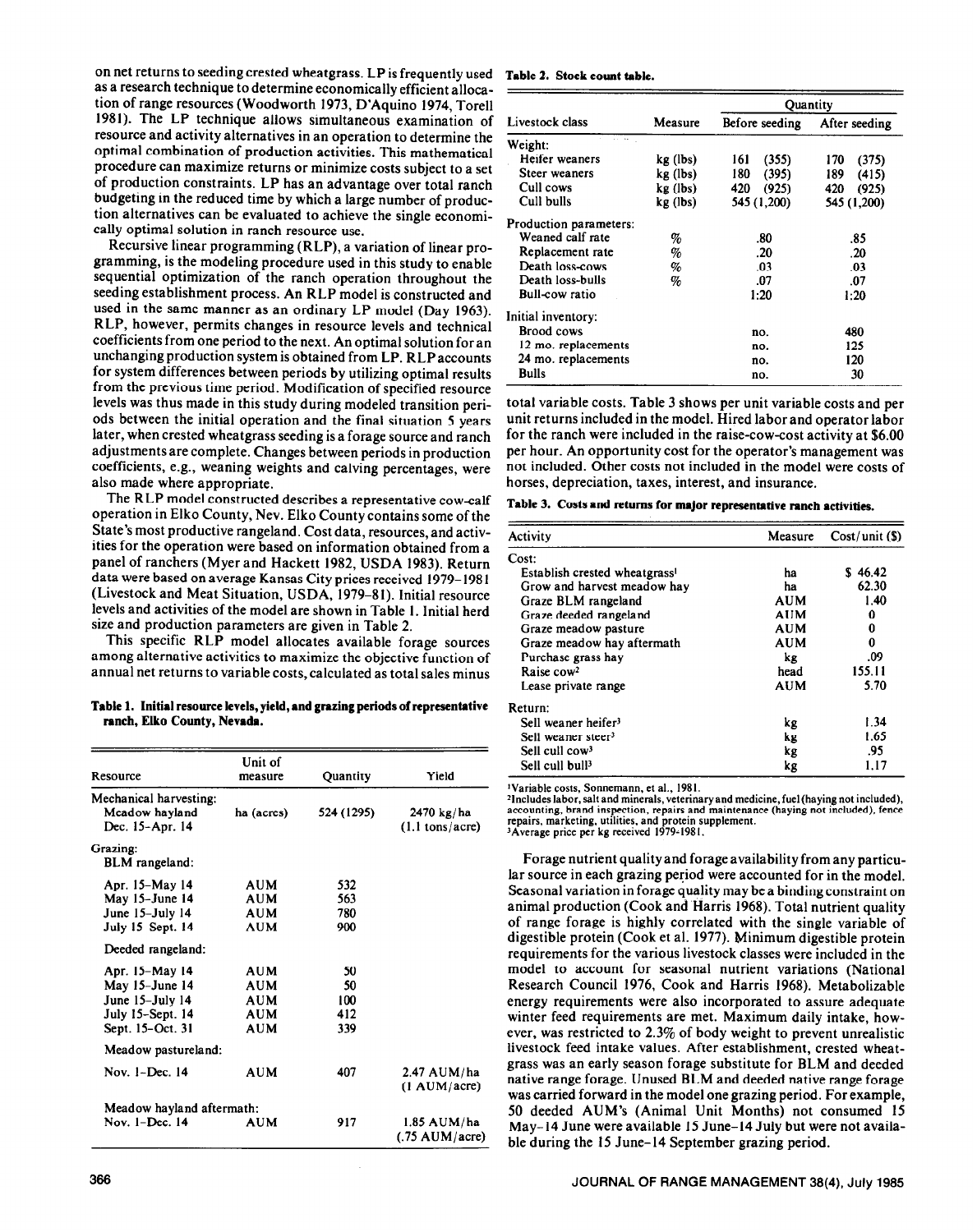on net returns to seeding crested wheatgrass. LP is frequently used as a research technique to determine economically efficient allocation of range resources (Woodworth 1973, D'Aquino 1974, Torell 1981). The LP technique allows simultaneous examination of resource and activity alternatives in an operation to determine the optimal combination of production activities. This mathematical procedure can maximize returns or minimize costs subject to a set of production constraints. LP has an advantage over total ranch budgeting in the reduced time by which a large number of production alternatives can be evaluated to achieve the single economically optimal solution in ranch resource use.

Recursive linear programming (RLP), a variation of linear programming, is the modeling procedure used in this study to enable sequential optimization of the ranch operation throughout the seeding establishment process. An RLP model is constructed and used in the same manner as an ordinary LP model (Day 1963). RLP, however, permits changes in resource levels and technical coefficients from one period to the next. An optimal solution for an unchanging production system is obtained from LP. RLP accounts for system differences between periods by utilizing optimal results from the previous time period. Modification of specified resource levels was thus made in this study during modeled transition periods between the initial operation and the final situation 5 years later, when crested wheatgrass seeding is a forage source and ranch adjustments are complete. Changes between periods in production coefficients, e.g., weaning weights and calving percentages, were also made where appropriate.

The RLP model constructed describes a representative cow-calf operation in Elko County, Nev. Elko County contains some of the State's most productive rangeland. Cost data, resources, and activities for the operation were based on information obtained from a panel of ranchers (Myer and Hackett 1982, USDA 1983). Return data were based on average Kansas City prices received 1979–1981 (Livestock and Meat Situation, USDA, 1979–81). Initial resource levels and activities of the model are shown in Table 1. Initial herd size and production parameters are given in Table 2.

This specific RLP model allocates available forage sources among alternative activities to maximize the objective function of annual net returns to variable costs, calculated as total sales minus total variable costs. Table 3 shows per unit variable costs and per unit returns included in the model. Hired labor and operator labor for the ranch were included in the raise-cow-cost activity at $6.00 per hour. An opportunity cost for the operator's management was not included. Other costs not included in the model were costs of horses, depreciation, taxes, interest, and insurance.

**Table 1. Initial resource levels, yield, and grazing periods of representative ranch, Elko County, Nevada.**

| Resource | Unit of measure | Quantity | Yield |
|---|---|---|---|
| Mechanical harvesting: | | | |
| Meadow hayland Dec. 15–Apr. 14 | ha (acres) | 524 (1295) | 2470 kg/ha (1.1 tons/acre) |
| Grazing: | | | |
| BLM rangeland: | | | |
| Apr. 15–May 14 | AUM | 532 | |
| May 15–June 14 | AUM | 563 | |
| June 15–July 14 | AUM | 780 | |
| July 15 Sept. 14 | AUM | 900 | |
| Deeded rangeland: | | | |
| Apr. 15–May 14 | AUM | 50 | |
| May 15–June 14 | AUM | 50 | |
| June 15–July 14 | AUM | 100 | |
| July 15–Sept. 14 | AUM | 412 | |
| Sept. 15–Oct. 31 | AUM | 339 | |
| Meadow pastureland: | | | |
| Nov. 1–Dec. 14 | AUM | 407 | 2.47 AUM/ha (1 AUM/acre) |
| Meadow hayland aftermath: | | | |
| Nov. 1–Dec. 14 | AUM | 917 | 1.85 AUM/ha (.75 AUM/acre) |

**Table 2. Stock count table.**

| Livestock class | Measure | Quantity | |
|---|---|---|---|
| | | Before seeding | After seeding |
| Weight: | | | |
| Heifer weaners | kg (lbs) | 161 (355) | 170 (375) |
| Steer weaners | kg (lbs) | 180 (395) | 189 (415) |
| Cull cows | kg (lbs) | 420 (925) | 420 (925) |
| Cull bulls | kg (lbs) | 545 (1,200) | 545 (1,200) |
| Production parameters: | | | |
| Weaned calf rate | % | .80 | .85 |
| Replacement rate | % | .20 | .20 |
| Death loss-cows | % | .03 | .03 |
| Death loss-bulls | % | .07 | .07 |
| Bull-cow ratio | | 1:20 | 1:20 |
| Initial inventory: | | | |
| Brood cows | | no. | 480 |
| 12 mo. replacements | | no. | 125 |
| 24 mo. replacements | | no. | 120 |
| Bulls | | no. | 30 |

**Table 3. Costs and returns for major representative ranch activities.**

| Activity | Measure | Cost/unit ($) |
|---|---|---|
| Cost: | | |
| Establish crested wheatgrass[1] | ha | $ 46.42 |
| Grow and harvest meadow hay | ha | 62.30 |
| Graze BLM rangeland | AUM | 1.40 |
| Graze deeded rangeland | AUM | 0 |
| Graze meadow pasture | AUM | 0 |
| Graze meadow hay aftermath | AUM | 0 |
| Purchase grass hay | kg | .09 |
| Raise cow[2] | head | 155.11 |
| Lease private range | AUM | 5.70 |
| Return: | | |
| Sell weaner heifer[3] | kg | 1.34 |
| Sell weaner steer[3] | kg | 1.65 |
| Sell cull cow[3] | kg | .95 |
| Sell cull bull[3] | kg | 1.17 |

[1]Variable costs, Sonnemann, et al., 1981.
[2]Includes labor, salt and minerals, veterinary and medicine, fuel (haying not included), accounting, brand inspection, repairs and maintenance (haying not included), fence repairs, marketing, utilities, and protein supplement.
[3]Average price per kg received 1979-1981.

Forage nutrient quality and forage availability from any particular source in each grazing period were accounted for in the model. Seasonal variation in forage quality may be a binding constraint on animal production (Cook and Harris 1968). Total nutrient quality of range forage is highly correlated with the single variable of digestible protein (Cook et al. 1977). Minimum digestible protein requirements for the various livestock classes were included in the model to account for seasonal nutrient variations (National Research Council 1976, Cook and Harris 1968). Metabolizable energy requirements were also incorporated to assure adequate winter feed requirements are met. Maximum daily intake, however, was restricted to 2.3% of body weight to prevent unrealistic livestock feed intake values. After establishment, crested wheatgrass was an early season forage substitute for BLM and deeded native range forage. Unused BLM and deeded native range forage was carried forward in the model one grazing period. For example, 50 deeded AUM's (Animal Unit Months) not consumed 15 May–14 June were available 15 June–14 July but were not available during the 15 June–14 September grazing period.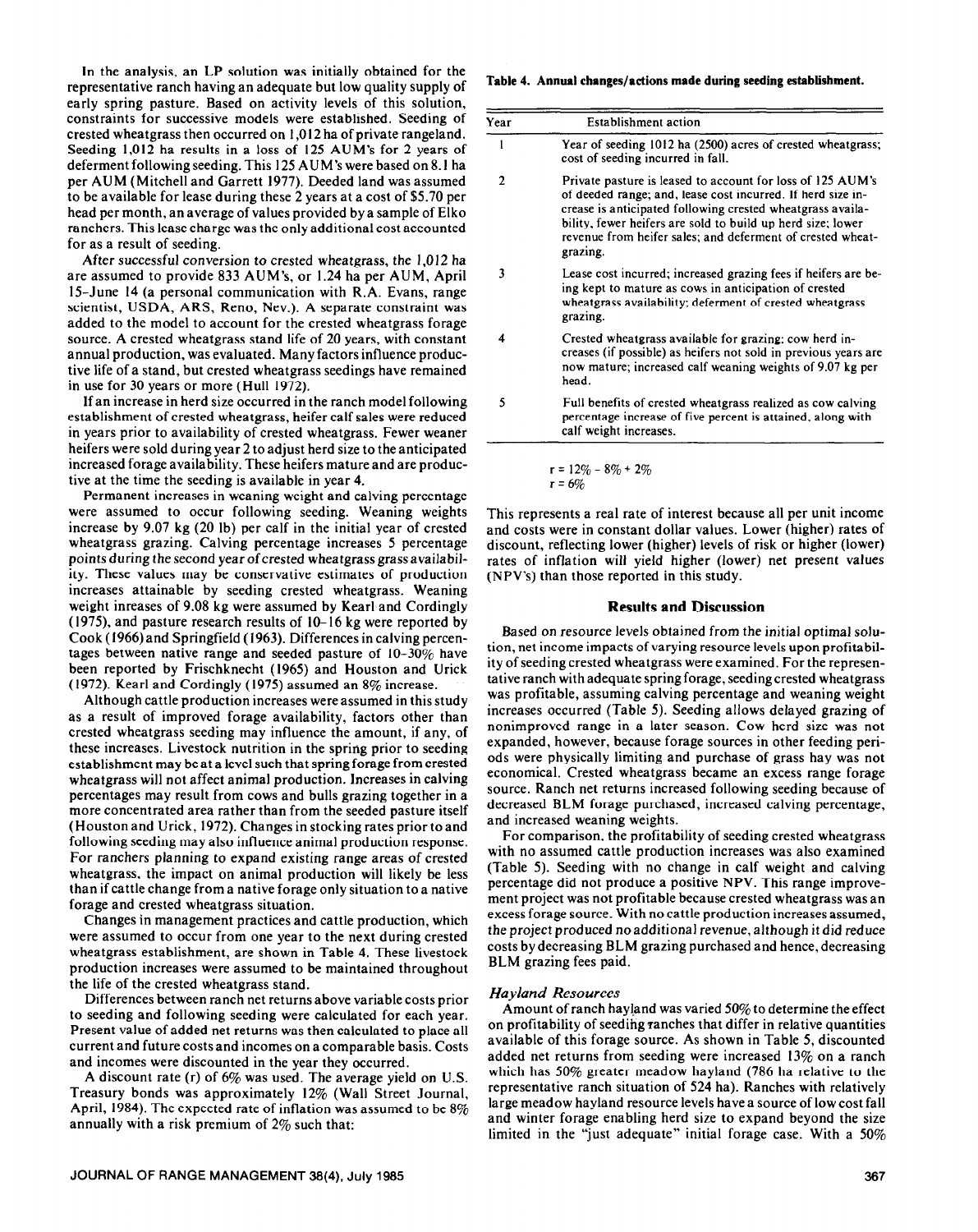In the analysis, an LP solution was initially obtained for the representative ranch having an adequate but low quality supply of early spring pasture. Based on activity levels of this solution, constraints for successive models were established. Seeding of crested wheatgrass then occurred on 1,012 ha of private rangeland. Seeding 1,012 ha results in a loss of 125 AUM's for 2 years of deferment following seeding. This 125 AUM's were based on 8.1 ha per AUM (Mitchell and Garrett 1977). Deeded land was assumed to be available for lease during these 2 years at a cost of $5.70 per head per month, an average of values provided by a sample of Elko ranchers. This lease charge was the only additional cost accounted for as a result of seeding.

After successful conversion to crested wheatgrass, the 1,012 ha are assumed to provide 833 AUM's, or 1.24 ha per AUM, April 15–June 14 (a personal communication with R.A. Evans, range scientist, USDA, ARS, Reno, Nev.). A separate constraint was added to the model to account for the crested wheatgrass forage source. A crested wheatgrass stand life of 20 years, with constant annual production, was evaluated. Many factors influence productive life of a stand, but crested wheatgrass seedings have remained in use for 30 years or more (Hull 1972).

If an increase in herd size occurred in the ranch model following establishment of crested wheatgrass, heifer calf sales were reduced in years prior to availability of crested wheatgrass. Fewer weaner heifers were sold during year 2 to adjust herd size to the anticipated increased forage availability. These heifers mature and are productive at the time the seeding is available in year 4.

Permanent increases in weaning weight and calving percentage were assumed to occur following seeding. Weaning weights increase by 9.07 kg (20 lb) per calf in the initial year of crested wheatgrass grazing. Calving percentage increases 5 percentage points during the second year of crested wheatgrass grass availability. These values may be conservative estimates of production increases attainable by seeding crested wheatgrass. Weaning weight inreases of 9.08 kg were assumed by Kearl and Cordingly (1975), and pasture research results of 10–16 kg were reported by Cook (1966) and Springfield (1963). Differences in calving percentages between native range and seeded pasture of 10–30% have been reported by Frischknecht (1965) and Houston and Urick (1972). Kearl and Cordingly (1975) assumed an 8% increase.

Although cattle production increases were assumed in this study as a result of improved forage availability, factors other than crested wheatgrass seeding may influence the amount, if any, of these increases. Livestock nutrition in the spring prior to seeding establishment may be at a level such that spring forage from crested wheatgrass will not affect animal production. Increases in calving percentages may result from cows and bulls grazing together in a more concentrated area rather than from the seeded pasture itself (Houston and Urick, 1972). Changes in stocking rates prior to and following seeding may also influence animal production response. For ranchers planning to expand existing range areas of crested wheatgrass, the impact on animal production will likely be less than if cattle change from a native forage only situation to a native forage and crested wheatgrass situation.

Changes in management practices and cattle production, which were assumed to occur from one year to the next during crested wheatgrass establishment, are shown in Table 4. These livestock production increases were assumed to be maintained throughout the life of the crested wheatgrass stand.

Differences between ranch net returns above variable costs prior to seeding and following seeding were calculated for each year. Present value of added net returns was then calculated to place all current and future costs and incomes on a comparable basis. Costs and incomes were discounted in the year they occurred.

A discount rate (r) of 6% was used. The average yield on U.S. Treasury bonds was approximately 12% (Wall Street Journal, April, 1984). The expected rate of inflation was assumed to be 8% annually with a risk premium of 2% such that:

$$r = 12\% - 8\% + 2\%$$
$$r = 6\%$$

**Table 4. Annual changes/actions made during seeding establishment.**

| Year | Establishment action |
|---|---|
| 1 | Year of seeding 1012 ha (2500) acres of crested wheatgrass; cost of seeding incurred in fall. |
| 2 | Private pasture is leased to account for loss of 125 AUM's of deeded range; and, lease cost incurred. If herd size increase is anticipated following crested wheatgrass availability, fewer heifers are sold to build up herd size; lower revenue from heifer sales; and deferment of crested wheatgrazing. |
| 3 | Lease cost incurred; increased grazing fees if heifers are being kept to mature as cows in anticipation of crested wheatgrass availability; deferment of crested wheatgrass grazing. |
| 4 | Crested wheatgrass available for grazing; cow herd increases (if possible) as heifers not sold in previous years are now mature; increased calf weaning weights of 9.07 kg per head. |
| 5 | Full benefits of crested wheatgrass realized as cow calving percentage increase of five percent is attained, along with calf weight increases. |

This represents a real rate of interest because all per unit income and costs were in constant dollar values. Lower (higher) rates of discount, reflecting lower (higher) levels of risk or higher (lower) rates of inflation will yield higher (lower) net present values (NPV's) than those reported in this study.

## Results and Discussion

Based on resource levels obtained from the initial optimal solution, net income impacts of varying resource levels upon profitability of seeding crested wheatgrass were examined. For the representative ranch with adequate spring forage, seeding crested wheatgrass was profitable, assuming calving percentage and weaning weight increases occurred (Table 5). Seeding allows delayed grazing of nonimproved range in a later season. Cow herd size was not expanded, however, because forage sources in other feeding periods were physically limiting and purchase of grass hay was not economical. Crested wheatgrass became an excess range forage source. Ranch net returns increased following seeding because of decreased BLM forage purchased, increased calving percentage, and increased weaning weights.

For comparison, the profitability of seeding crested wheatgrass with no assumed cattle production increases was also examined (Table 5). Seeding with no change in calf weight and calving percentage did not produce a positive NPV. This range improvement project was not profitable because crested wheatgrass was an excess forage source. With no cattle production increases assumed, the project produced no additional revenue, although it did reduce costs by decreasing BLM grazing purchased and hence, decreasing BLM grazing fees paid.

### *Hayland Resources*

Amount of ranch hayland was varied 50% to determine the effect on profitability of seeding ranches that differ in relative quantities available of this forage source. As shown in Table 5, discounted added net returns from seeding were increased 13% on a ranch which has 50% greater meadow hayland (786 ha relative to the representative ranch situation of 524 ha). Ranches with relatively large meadow hayland resource levels have a source of low cost fall and winter forage enabling herd size to expand beyond the size limited in the "just adequate" initial forage case. With a 50%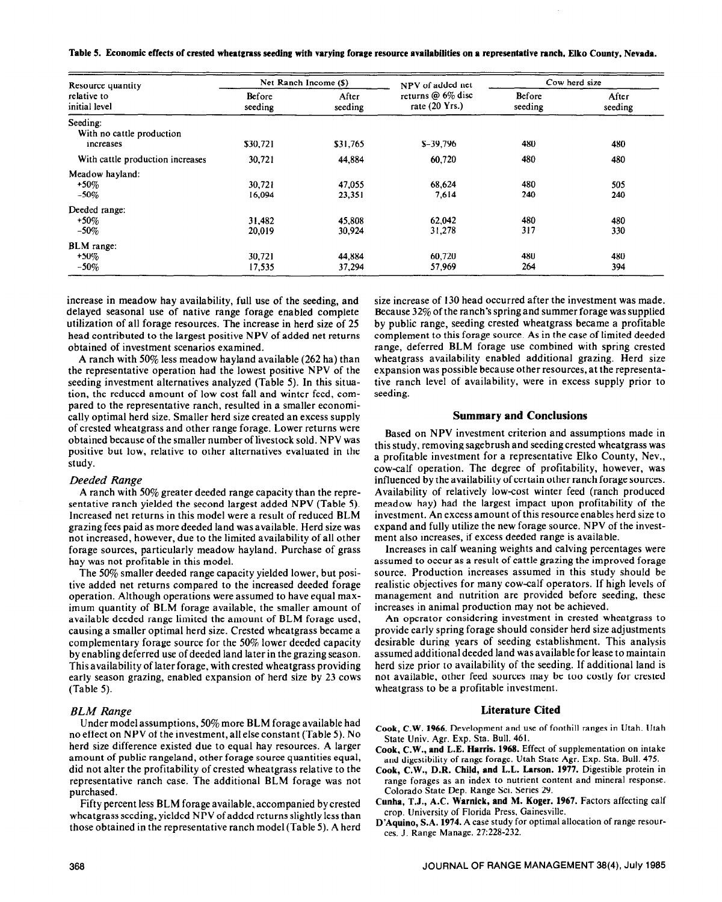**Table 5. Economic effects of crested wheatgrass seeding with varying forage resource availabilities on a representative ranch, Elko County, Nevada.**

| Resource quantity relative to initial level | Net Ranch Income ($) | | NPV of added net returns @ 6% disc rate (20 Yrs.) | Cow herd size | |
|---|---|---|---|---|---|
| | Before seeding | After seeding | | Before seeding | After seeding |
| Seeding: | | | | | |
| With no cattle production increases | $30,721 | $31,765 | $-39,796 | 480 | 480 |
| With cattle production increases | 30,721 | 44,884 | 60,720 | 480 | 480 |
| Meadow hayland: | | | | | |
| +50% | 30,721 | 47,055 | 68,624 | 480 | 505 |
| −50% | 16,094 | 23,351 | 7,614 | 240 | 240 |
| Deeded range: | | | | | |
| +50% | 31,482 | 45,808 | 62,042 | 480 | 480 |
| −50% | 20,019 | 30,924 | 31,278 | 317 | 330 |
| BLM range: | | | | | |
| +50% | 30,721 | 44,884 | 60,720 | 480 | 480 |
| −50% | 17,535 | 37,294 | 57,969 | 264 | 394 |

increase in meadow hay availability, full use of the seeding, and delayed seasonal use of native range forage enabled complete utilization of all forage resources. The increase in herd size of 25 head contributed to the largest positive NPV of added net returns obtained of investment scenarios examined.

A ranch with 50% less meadow hayland available (262 ha) than the representative operation had the lowest positive NPV of the seeding investment alternatives analyzed (Table 5). In this situation, the reduced amount of low cost fall and winter feed, compared to the representative ranch, resulted in a smaller economically optimal herd size. Smaller herd size created an excess supply of crested wheatgrass and other range forage. Lower returns were obtained because of the smaller number of livestock sold. NPV was positive but low, relative to other alternatives evaluated in the study.

### *Deeded Range*

A ranch with 50% greater deeded range capacity than the representative ranch yielded the second largest added NPV (Table 5). Increased net returns in this model were a result of reduced BLM grazing fees paid as more deeded land was available. Herd size was not increased, however, due to the limited availability of all other forage sources, particularly meadow hayland. Purchase of grass hay was not profitable in this model.

The 50% smaller deeded range capacity yielded lower, but positive added net returns compared to the increased deeded forage operation. Although operations were assumed to have equal maximum quantity of BLM forage available, the smaller amount of available deeded range limited the amount of BLM forage used, causing a smaller optimal herd size. Crested wheatgrass became a complementary forage source for the 50% lower deeded capacity by enabling deferred use of deeded land later in the grazing season. This availability of later forage, with crested wheatgrass providing early season grazing, enabled expansion of herd size by 23 cows (Table 5).

### *BLM Range*

Under model assumptions, 50% more BLM forage available had no effect on NPV of the investment, all else constant (Table 5). No herd size difference existed due to equal hay resources. A larger amount of public rangeland, other forage source quantities equal, did not alter the profitability of crested wheatgrass relative to the representative ranch case. The additional BLM forage was not purchased.

Fifty percent less BLM forage available, accompanied by crested wheatgrass seeding, yielded NPV of added returns slightly less than those obtained in the representative ranch model (Table 5). A herd size increase of 130 head occurred after the investment was made. Because 32% of the ranch's spring and summer forage was supplied by public range, seeding crested wheatgrass became a profitable complement to this forage source. As in the case of limited deeded range, deferred BLM forage use combined with spring crested wheatgrass availability enabled additional grazing. Herd size expansion was possible because other resources, at the representative ranch level of availability, were in excess supply prior to seeding.

## Summary and Conclusions

Based on NPV investment criterion and assumptions made in this study, removing sagebrush and seeding crested wheatgrass was a profitable investment for a representative Elko County, Nev., cow-calf operation. The degree of profitability, however, was influenced by the availability of certain other ranch forage sources. Availability of relatively low-cost winter feed (ranch produced meadow hay) had the largest impact upon profitability of the investment. An excess amount of this resource enables herd size to expand and fully utilize the new forage source. NPV of the investment also increases, if excess deeded range is available.

Increases in calf weaning weights and calving percentages were assumed to occur as a result of cattle grazing the improved forage source. Production increases assumed in this study should be realistic objectives for many cow-calf operators. If high levels of management and nutrition are provided before seeding, these increases in animal production may not be achieved.

An operator considering investment in crested wheatgrass to provide early spring forage should consider herd size adjustments desirable during years of seeding establishment. This analysis assumed additional deeded land was available for lease to maintain herd size prior to availability of the seeding. If additional land is not available, other feed sources may be too costly for crested wheatgrass to be a profitable investment.

## Literature Cited

**Cook, C.W. 1966.** Development and use of foothill ranges in Utah. Utah State Univ. Agr. Exp. Sta. Bull. 461.

**Cook, C.W., and L.E. Harris. 1968.** Effect of supplementation on intake and digestibility of range forage. Utah State Agr. Exp. Sta. Bull. 475.

**Cook, C.W., D.R. Child, and L.L. Larson. 1977.** Digestible protein in range forages as an index to nutrient content and mineral response. Colorado State Dep. Range Sci. Series 29.

**Cunha, T.J., A.C. Warnick, and M. Koger. 1967.** Factors affecting calf crop. University of Florida Press, Gainesville.

**D'Aquino, S.A. 1974.** A case study for optimal allocation of range resources. J. Range Manage. 27:228-232.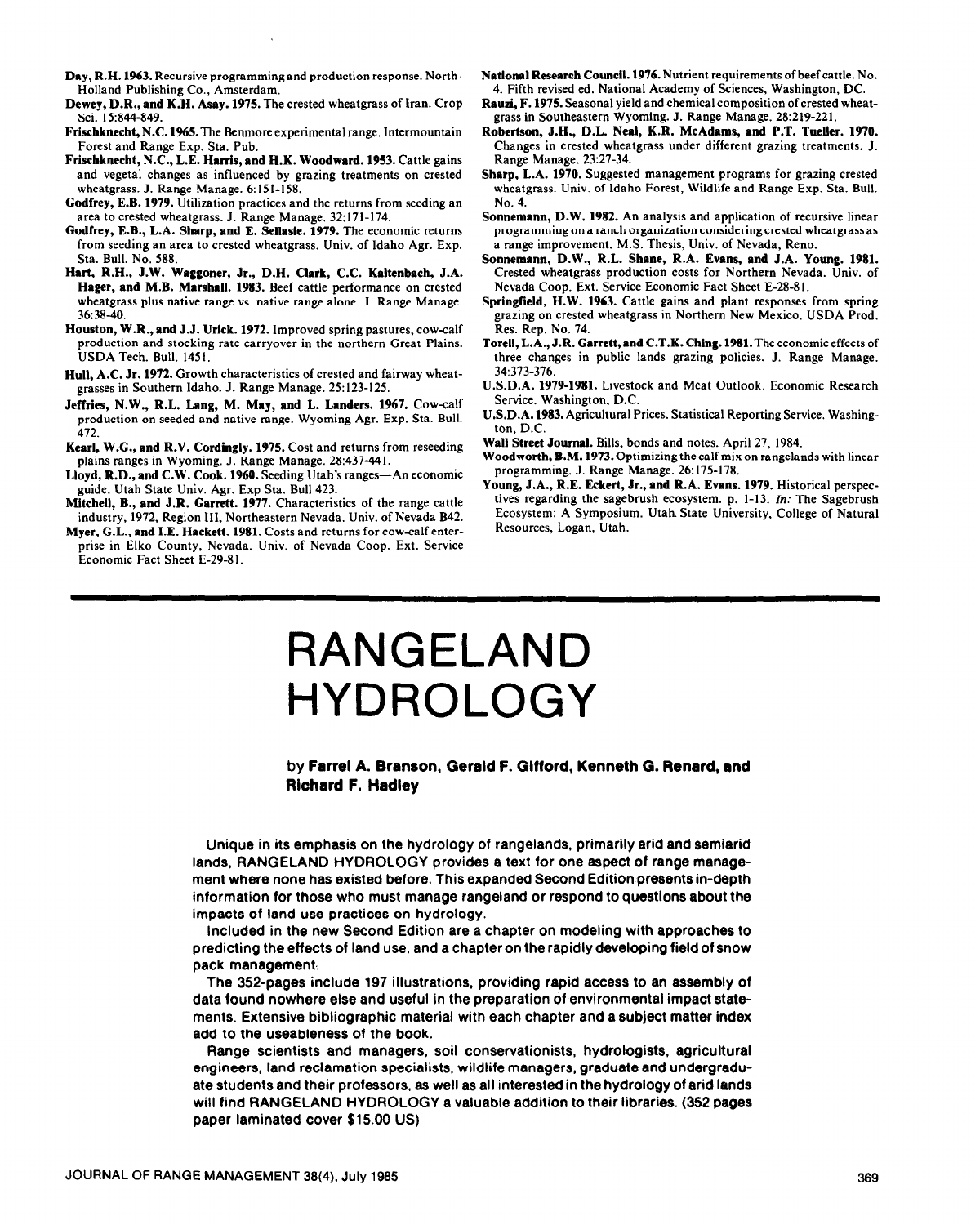**Day, R.H. 1963.** Recursive programming and production response. North Holland Publishing Co., Amsterdam.

**Dewey, D.R., and K.H. Asay. 1975.** The crested wheatgrass of Iran. Crop Sci. 15:844-849.

**Frischknecht, N.C. 1965.** The Benmore experimental range. Intermountain Forest and Range Exp. Sta. Pub.

**Frischknecht, N.C., L.E. Harris, and H.K. Woodward. 1953.** Cattle gains and vegetal changes as influenced by grazing treatments on crested wheatgrass. J. Range Manage. 6:151-158.

**Godfrey, E.B. 1979.** Utilization practices and the returns from seeding an area to crested wheatgrass. J. Range Manage. 32:171-174.

**Godfrey, E.B., L.A. Sharp, and E. Sellasie. 1979.** The economic returns from seeding an area to crested wheatgrass. Univ. of Idaho Agr. Exp. Sta. Bull. No. 588.

**Hart, R.H., J.W. Waggoner, Jr., D.H. Clark, C.C. Kaltenbach, J.A. Hager, and M.B. Marshall. 1983.** Beef cattle performance on crested wheatgrass plus native range vs. native range alone. J. Range Manage. 36:38-40.

**Houston, W.R., and J.J. Urick. 1972.** Improved spring pastures, cow-calf production and stocking rate carryover in the northern Great Plains. USDA Tech. Bull. 1451.

**Hull, A.C. Jr. 1972.** Growth characteristics of crested and fairway wheatgrasses in Southern Idaho. J. Range Manage. 25:123-125.

**Jeffries, N.W., R.L. Lang, M. May, and L. Landers. 1967.** Cow-calf production on seeded and native range. Wyoming Agr. Exp. Sta. Bull. 472.

**Kearl, W.G., and R.V. Cordingly. 1975.** Cost and returns from reseeding plains ranges in Wyoming. J. Range Manage. 28:437-441.

**Lloyd, R.D., and C.W. Cook. 1960.** Seeding Utah's ranges—An economic guide. Utah State Univ. Agr. Exp Sta. Bull 423.

**Mitchell, B., and J.R. Garrett. 1977.** Characteristics of the range cattle industry, 1972, Region III, Northeastern Nevada. Univ. of Nevada B42.

**Myer, G.L., and I.E. Hackett. 1981.** Costs and returns for cow-calf enterprise in Elko County, Nevada. Univ. of Nevada Coop. Ext. Service Economic Fact Sheet E-29-81.

**National Research Council. 1976.** Nutrient requirements of beef cattle. No. 4. Fifth revised ed. National Academy of Sciences, Washington, DC.

**Rauzi, F. 1975.** Seasonal yield and chemical composition of crested wheatgrass in Southeastern Wyoming. J. Range Manage. 28:219-221.

**Robertson, J.H., D.L. Neal, K.R. McAdams, and P.T. Tueller. 1970.** Changes in crested wheatgrass under different grazing treatments. J. Range Manage. 23:27-34.

**Sharp, L.A. 1970.** Suggested management programs for grazing crested wheatgrass. Univ. of Idaho Forest, Wildlife and Range Exp. Sta. Bull. No. 4.

**Sonnemann, D.W. 1982.** An analysis and application of recursive linear programming on a ranch organization considering crested wheatgrass as a range improvement. M.S. Thesis, Univ. of Nevada, Reno.

**Sonnemann, D.W., R.L. Shane, R.A. Evans, and J.A. Young. 1981.** Crested wheatgrass production costs for Northern Nevada. Univ. of Nevada Coop. Ext. Service Economic Fact Sheet E-28-81.

**Springfield, H.W. 1963.** Cattle gains and plant responses from spring grazing on crested wheatgrass in Northern New Mexico. USDA Prod. Res. Rep. No. 74.

**Torell, L.A., J.R. Garrett, and C.T.K. Ching. 1981.** The economic effects of three changes in public lands grazing policies. J. Range Manage. 34:373-376.

**U.S.D.A. 1979-1981.** Livestock and Meat Outlook. Economic Research Service. Washington, D.C.

**U.S.D.A. 1983.** Agricultural Prices. Statistical Reporting Service. Washington, D.C.

**Wall Street Journal.** Bills, bonds and notes. April 27, 1984.

**Woodworth, B.M. 1973.** Optimizing the calf mix on rangelands with linear programming. J. Range Manage. 26:175-178.

**Young, J.A., R.E. Eckert, Jr., and R.A. Evans. 1979.** Historical perspectives regarding the sagebrush ecosystem. p. 1-13. *In:* The Sagebrush Ecosystem: A Symposium. Utah State University, College of Natural Resources, Logan, Utah.

---

# RANGELAND HYDROLOGY

by **Farrel A. Branson, Gerald F. Gifford, Kenneth G. Renard, and Richard F. Hadley**

Unique in its emphasis on the hydrology of rangelands, primarily arid and semiarid lands, RANGELAND HYDROLOGY provides a text for one aspect of range management where none has existed before. This expanded Second Edition presents in-depth information for those who must manage rangeland or respond to questions about the impacts of land use practices on hydrology.

Included in the new Second Edition are a chapter on modeling with approaches to predicting the effects of land use, and a chapter on the rapidly developing field of snow pack management.

The 352-pages include 197 illustrations, providing rapid access to an assembly of data found nowhere else and useful in the preparation of environmental impact statements. Extensive bibliographic material with each chapter and a subject matter index add to the useableness of the book.

Range scientists and managers, soil conservationists, hydrologists, agricultural engineers, land reclamation specialists, wildlife managers, graduate and undergraduate students and their professors, as well as all interested in the hydrology of arid lands will find RANGELAND HYDROLOGY a valuable addition to their libraries. (352 pages paper laminated cover $15.00 US)